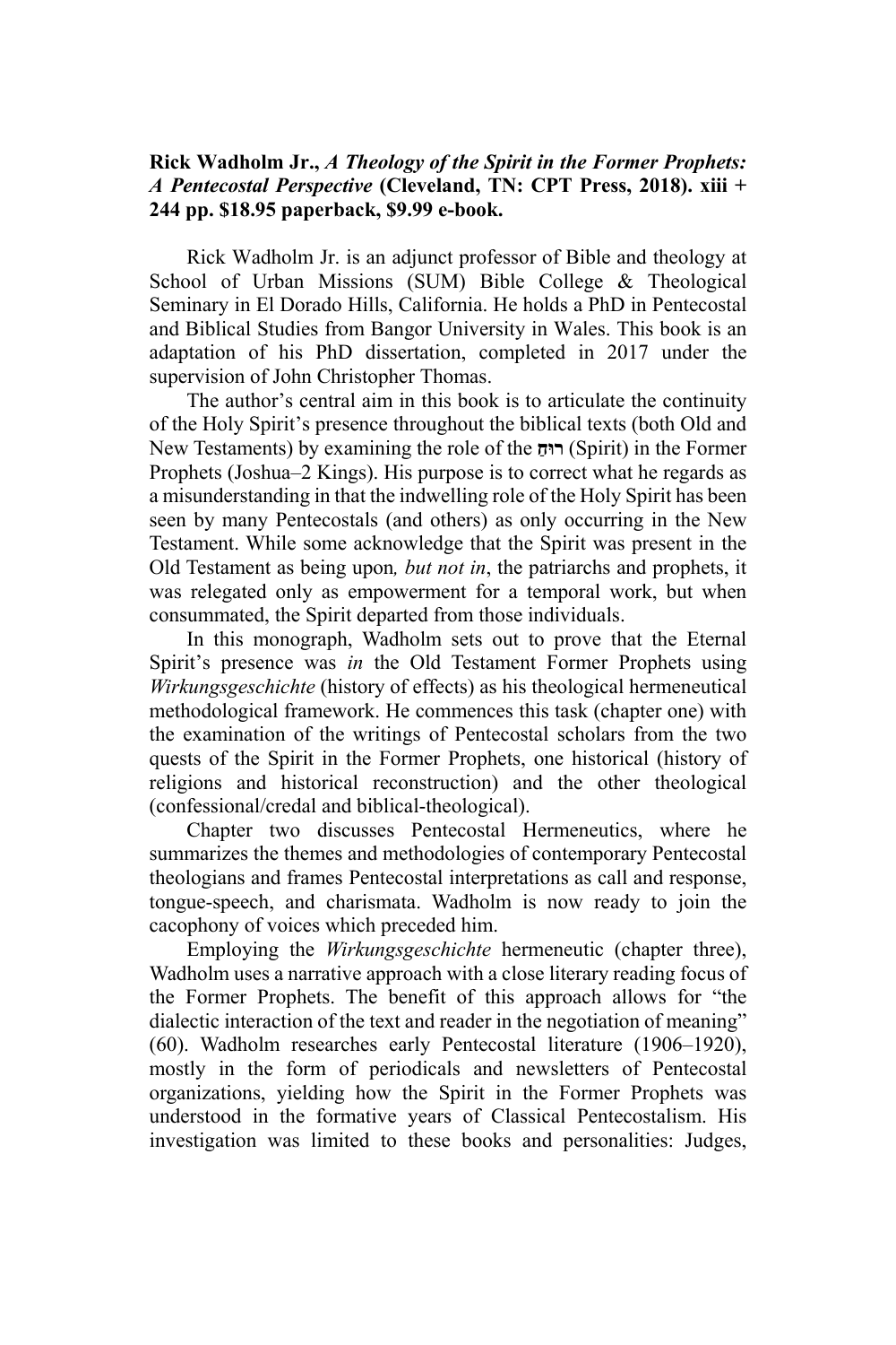**Rick Wadholm Jr.,** ***A Theology of the Spirit in the Former Prophets: A Pentecostal Perspective*** **(Cleveland, TN: CPT Press, 2018). xiii + 244 pp. $18.95 paperback, $9.99 e-book.**

Rick Wadholm Jr. is an adjunct professor of Bible and theology at School of Urban Missions (SUM) Bible College & Theological Seminary in El Dorado Hills, California. He holds a PhD in Pentecostal and Biblical Studies from Bangor University in Wales. This book is an adaptation of his PhD dissertation, completed in 2017 under the supervision of John Christopher Thomas.

The author's central aim in this book is to articulate the continuity of the Holy Spirit's presence throughout the biblical texts (both Old and New Testaments) by examining the role of the רוּחַ (Spirit) in the Former Prophets (Joshua–2 Kings). His purpose is to correct what he regards as a misunderstanding in that the indwelling role of the Holy Spirit has been seen by many Pentecostals (and others) as only occurring in the New Testament. While some acknowledge that the Spirit was present in the Old Testament as being upon*, but not in*, the patriarchs and prophets, it was relegated only as empowerment for a temporal work, but when consummated, the Spirit departed from those individuals.

In this monograph, Wadholm sets out to prove that the Eternal Spirit's presence was *in* the Old Testament Former Prophets using *Wirkungsgeschichte* (history of effects) as his theological hermeneutical methodological framework. He commences this task (chapter one) with the examination of the writings of Pentecostal scholars from the two quests of the Spirit in the Former Prophets, one historical (history of religions and historical reconstruction) and the other theological (confessional/credal and biblical-theological).

Chapter two discusses Pentecostal Hermeneutics, where he summarizes the themes and methodologies of contemporary Pentecostal theologians and frames Pentecostal interpretations as call and response, tongue-speech, and charismata. Wadholm is now ready to join the cacophony of voices which preceded him.

Employing the *Wirkungsgeschichte* hermeneutic (chapter three), Wadholm uses a narrative approach with a close literary reading focus of the Former Prophets. The benefit of this approach allows for "the dialectic interaction of the text and reader in the negotiation of meaning" (60). Wadholm researches early Pentecostal literature (1906–1920), mostly in the form of periodicals and newsletters of Pentecostal organizations, yielding how the Spirit in the Former Prophets was understood in the formative years of Classical Pentecostalism. His investigation was limited to these books and personalities: Judges,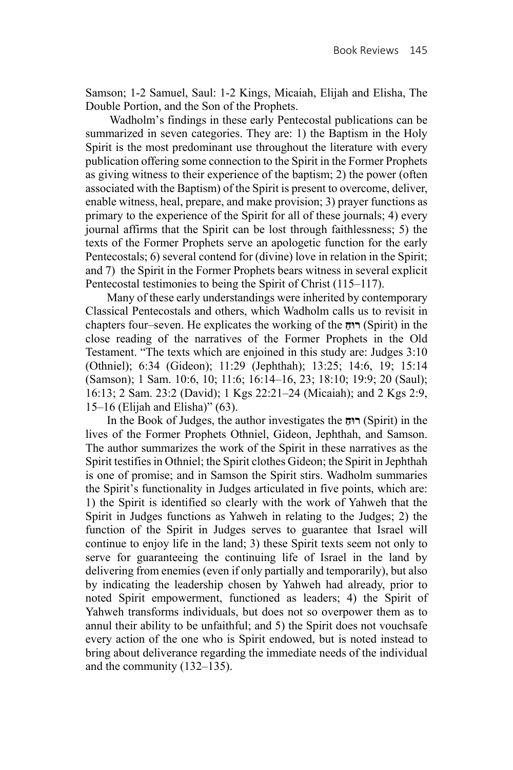Samson; 1-2 Samuel, Saul: 1-2 Kings, Micaiah, Elijah and Elisha, The Double Portion, and the Son of the Prophets.

Wadholm's findings in these early Pentecostal publications can be summarized in seven categories. They are: 1) the Baptism in the Holy Spirit is the most predominant use throughout the literature with every publication offering some connection to the Spirit in the Former Prophets as giving witness to their experience of the baptism; 2) the power (often associated with the Baptism) of the Spirit is present to overcome, deliver, enable witness, heal, prepare, and make provision; 3) prayer functions as primary to the experience of the Spirit for all of these journals; 4) every journal affirms that the Spirit can be lost through faithlessness; 5) the texts of the Former Prophets serve an apologetic function for the early Pentecostals; 6) several contend for (divine) love in relation in the Spirit; and 7) the Spirit in the Former Prophets bears witness in several explicit Pentecostal testimonies to being the Spirit of Christ (115–117).

Many of these early understandings were inherited by contemporary Classical Pentecostals and others, which Wadholm calls us to revisit in chapters four–seven. He explicates the working of the רוּחַ (Spirit) in the close reading of the narratives of the Former Prophets in the Old Testament. "The texts which are enjoined in this study are: Judges 3:10 (Othniel); 6:34 (Gideon); 11:29 (Jephthah); 13:25; 14:6, 19; 15:14 (Samson); 1 Sam. 10:6, 10; 11:6; 16:14–16, 23; 18:10; 19:9; 20 (Saul); 16:13; 2 Sam. 23:2 (David); 1 Kgs 22:21–24 (Micaiah); and 2 Kgs 2:9, 15–16 (Elijah and Elisha)" (63).

In the Book of Judges, the author investigates the רוּחַ (Spirit) in the lives of the Former Prophets Othniel, Gideon, Jephthah, and Samson. The author summarizes the work of the Spirit in these narratives as the Spirit testifies in Othniel; the Spirit clothes Gideon; the Spirit in Jephthah is one of promise; and in Samson the Spirit stirs. Wadholm summaries the Spirit's functionality in Judges articulated in five points, which are: 1) the Spirit is identified so clearly with the work of Yahweh that the Spirit in Judges functions as Yahweh in relating to the Judges; 2) the function of the Spirit in Judges serves to guarantee that Israel will continue to enjoy life in the land; 3) these Spirit texts seem not only to serve for guaranteeing the continuing life of Israel in the land by delivering from enemies (even if only partially and temporarily), but also by indicating the leadership chosen by Yahweh had already, prior to noted Spirit empowerment, functioned as leaders; 4) the Spirit of Yahweh transforms individuals, but does not so overpower them as to annul their ability to be unfaithful; and 5) the Spirit does not vouchsafe every action of the one who is Spirit endowed, but is noted instead to bring about deliverance regarding the immediate needs of the individual and the community (132–135).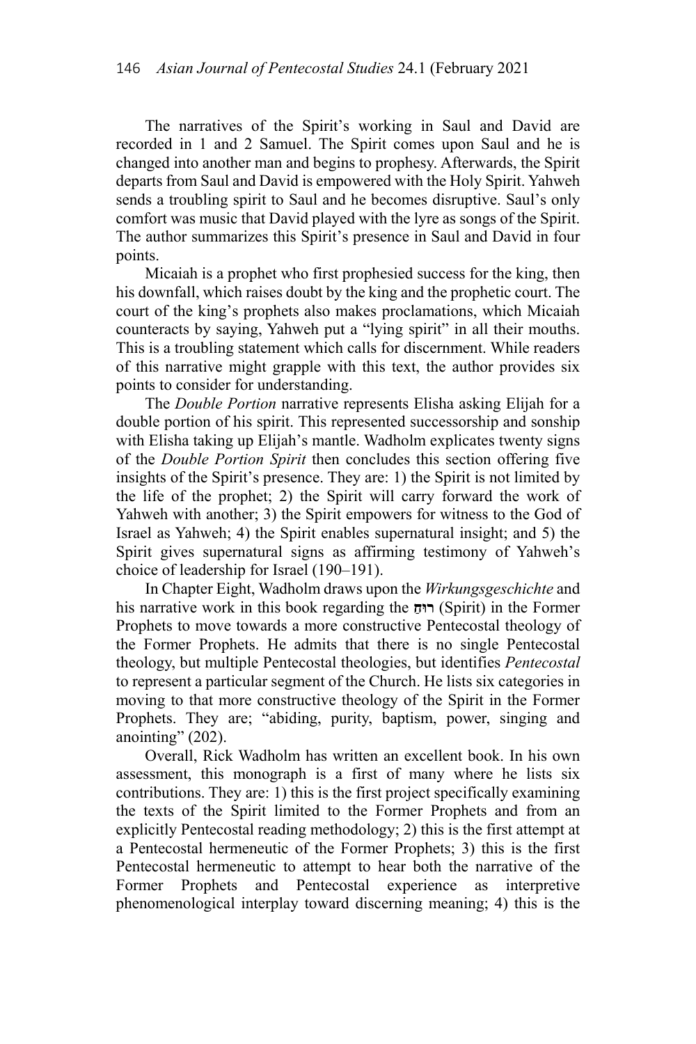The narratives of the Spirit's working in Saul and David are recorded in 1 and 2 Samuel. The Spirit comes upon Saul and he is changed into another man and begins to prophesy. Afterwards, the Spirit departs from Saul and David is empowered with the Holy Spirit. Yahweh sends a troubling spirit to Saul and he becomes disruptive. Saul's only comfort was music that David played with the lyre as songs of the Spirit. The author summarizes this Spirit's presence in Saul and David in four points.

Micaiah is a prophet who first prophesied success for the king, then his downfall, which raises doubt by the king and the prophetic court. The court of the king's prophets also makes proclamations, which Micaiah counteracts by saying, Yahweh put a "lying spirit" in all their mouths. This is a troubling statement which calls for discernment. While readers of this narrative might grapple with this text, the author provides six points to consider for understanding.

The *Double Portion* narrative represents Elisha asking Elijah for a double portion of his spirit. This represented successorship and sonship with Elisha taking up Elijah's mantle. Wadholm explicates twenty signs of the *Double Portion Spirit* then concludes this section offering five insights of the Spirit's presence. They are: 1) the Spirit is not limited by the life of the prophet; 2) the Spirit will carry forward the work of Yahweh with another; 3) the Spirit empowers for witness to the God of Israel as Yahweh; 4) the Spirit enables supernatural insight; and 5) the Spirit gives supernatural signs as affirming testimony of Yahweh's choice of leadership for Israel (190–191).

In Chapter Eight, Wadholm draws upon the *Wirkungsgeschichte* and his narrative work in this book regarding the רוּחַ (Spirit) in the Former Prophets to move towards a more constructive Pentecostal theology of the Former Prophets. He admits that there is no single Pentecostal theology, but multiple Pentecostal theologies, but identifies *Pentecostal* to represent a particular segment of the Church. He lists six categories in moving to that more constructive theology of the Spirit in the Former Prophets. They are; "abiding, purity, baptism, power, singing and anointing" (202).

Overall, Rick Wadholm has written an excellent book. In his own assessment, this monograph is a first of many where he lists six contributions. They are: 1) this is the first project specifically examining the texts of the Spirit limited to the Former Prophets and from an explicitly Pentecostal reading methodology; 2) this is the first attempt at a Pentecostal hermeneutic of the Former Prophets; 3) this is the first Pentecostal hermeneutic to attempt to hear both the narrative of the Former Prophets and Pentecostal experience as interpretive phenomenological interplay toward discerning meaning; 4) this is the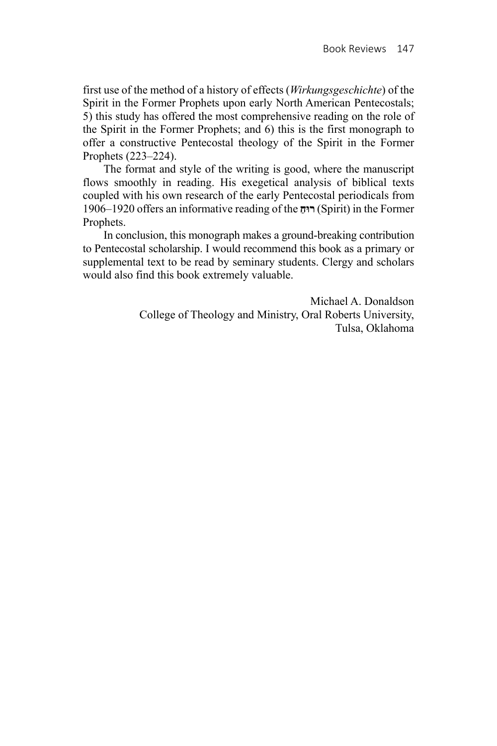first use of the method of a history of effects (*Wirkungsgeschichte*) of the Spirit in the Former Prophets upon early North American Pentecostals; 5) this study has offered the most comprehensive reading on the role of the Spirit in the Former Prophets; and 6) this is the first monograph to offer a constructive Pentecostal theology of the Spirit in the Former Prophets (223–224).

The format and style of the writing is good, where the manuscript flows smoothly in reading. His exegetical analysis of biblical texts coupled with his own research of the early Pentecostal periodicals from 1906–1920 offers an informative reading of the רוּחַ (Spirit) in the Former Prophets.

In conclusion, this monograph makes a ground-breaking contribution to Pentecostal scholarship. I would recommend this book as a primary or supplemental text to be read by seminary students. Clergy and scholars would also find this book extremely valuable.

Michael A. Donaldson
College of Theology and Ministry, Oral Roberts University,
Tulsa, Oklahoma